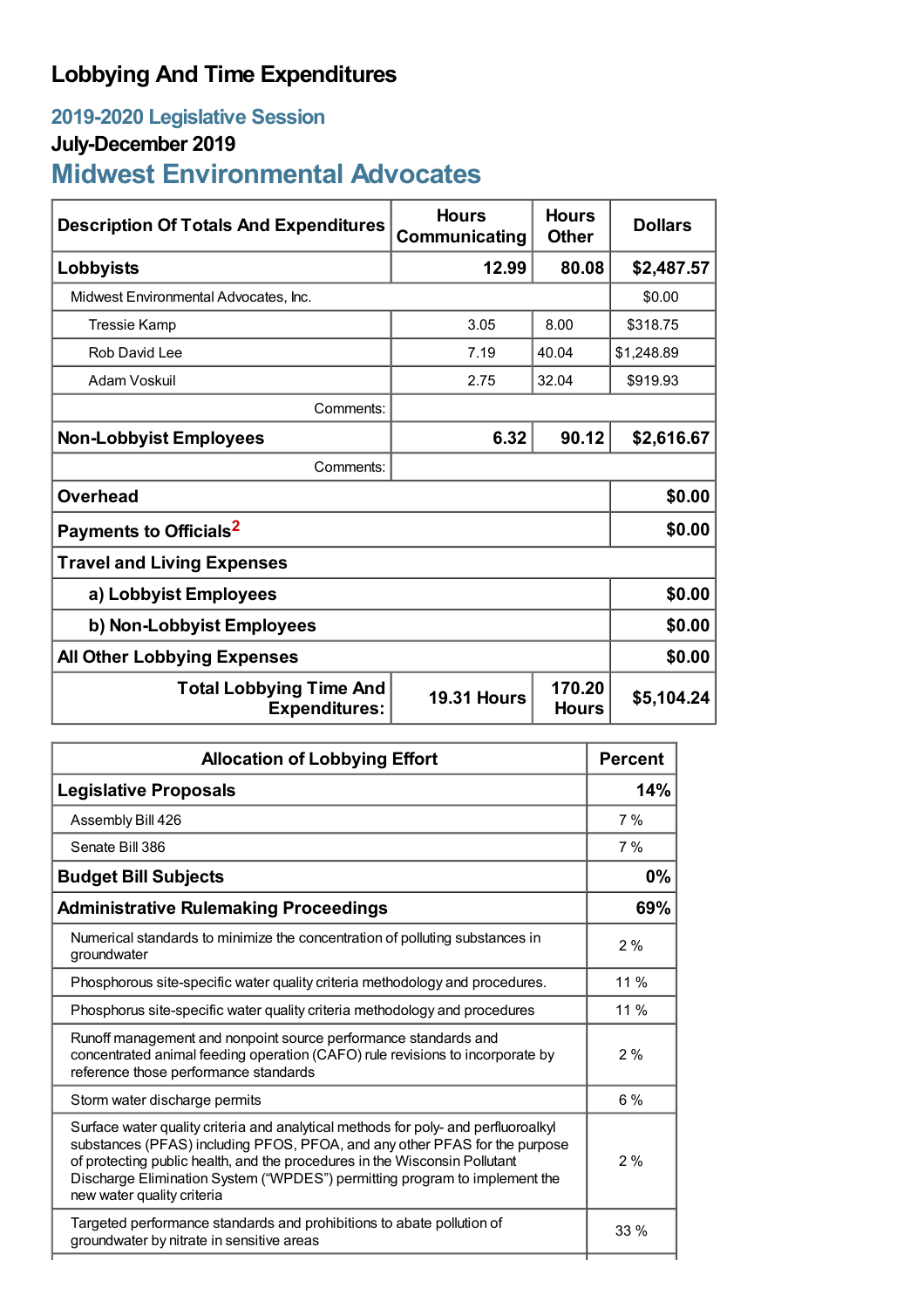# Lobbying And Time Expenditures

## 2019-2020 Legislative Session

### July-December 2019

## Midwest Environmental Advocates

| Description Of Totals And Expenditures | Hours Communicating | Hours Other | Dollars |
|---|---|---|---|
| **Lobbyists** | **12.99** | **80.08** | **$2,487.57** |
| Midwest Environmental Advocates, Inc. | | | $0.00 |
| Tressie Kamp | 3.05 | 8.00 | $318.75 |
| Rob David Lee | 7.19 | 40.04 | $1,248.89 |
| Adam Voskuil | 2.75 | 32.04 | $919.93 |
| Comments: | | | |
| **Non-Lobbyist Employees** | **6.32** | **90.12** | **$2,616.67** |
| Comments: | | | |
| **Overhead** | | | **$0.00** |
| **Payments to Officials[2]** | | | **$0.00** |
| **Travel and Living Expenses** | | | |
| **a) Lobbyist Employees** | | | **$0.00** |
| **b) Non-Lobbyist Employees** | | | **$0.00** |
| **All Other Lobbying Expenses** | | | **$0.00** |
| **Total Lobbying Time And Expenditures:** | **19.31 Hours** | **170.20 Hours** | **$5,104.24** |

| Allocation of Lobbying Effort | Percent |
|---|---|
| **Legislative Proposals** | **14%** |
| Assembly Bill 426 | 7 % |
| Senate Bill 386 | 7 % |
| **Budget Bill Subjects** | **0%** |
| **Administrative Rulemaking Proceedings** | **69%** |
| Numerical standards to minimize the concentration of polluting substances in groundwater | 2 % |
| Phosphorous site-specific water quality criteria methodology and procedures. | 11 % |
| Phosphorus site-specific water quality criteria methodology and procedures | 11 % |
| Runoff management and nonpoint source performance standards and concentrated animal feeding operation (CAFO) rule revisions to incorporate by reference those performance standards | 2 % |
| Storm water discharge permits | 6 % |
| Surface water quality criteria and analytical methods for poly- and perfluoroalkyl substances (PFAS) including PFOS, PFOA, and any other PFAS for the purpose of protecting public health, and the procedures in the Wisconsin Pollutant Discharge Elimination System ("WPDES") permitting program to implement the new water quality criteria | 2 % |
| Targeted performance standards and prohibitions to abate pollution of groundwater by nitrate in sensitive areas | 33 % |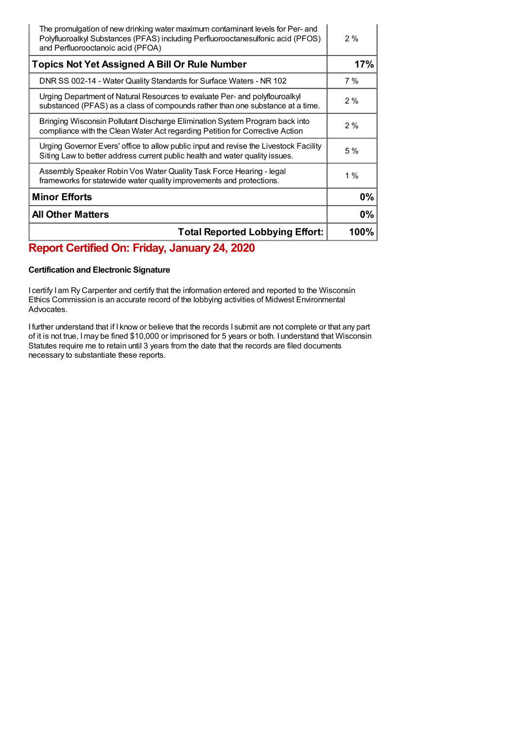| | |
|---|---|
| The promulgation of new drinking water maximum contaminant levels for Per- and Polyfluoroalkyl Substances (PFAS) including Perfluorooctanesulfonic acid (PFOS) and Perfluorooctanoic acid (PFOA) | 2 % |
| **Topics Not Yet Assigned A Bill Or Rule Number** | **17%** |
| DNR SS 002-14 - Water Quality Standards for Surface Waters - NR 102 | 7 % |
| Urging Department of Natural Resources to evaluate Per- and polyflouroalkyl substanced (PFAS) as a class of compounds rather than one substance at a time. | 2 % |
| Bringing Wisconsin Pollutant Discharge Elimination System Program back into compliance with the Clean Water Act regarding Petition for Corrective Action | 2 % |
| Urging Governor Evers' office to allow public input and revise the Livestock Facility Siting Law to better address current public health and water quality issues. | 5 % |
| Assembly Speaker Robin Vos Water Quality Task Force Hearing - legal frameworks for statewide water quality improvements and protections. | 1 % |
| **Minor Efforts** | **0%** |
| **All Other Matters** | **0%** |
| **Total Reported Lobbying Effort:** | **100%** |

## Report Certified On: Friday, January 24, 2020

**Certification and Electronic Signature**

I certify I am Ry Carpenter and certify that the information entered and reported to the Wisconsin Ethics Commission is an accurate record of the lobbying activities of Midwest Environmental Advocates.

I further understand that if I know or believe that the records I submit are not complete or that any part of it is not true, I may be fined $10,000 or imprisoned for 5 years or both. I understand that Wisconsin Statutes require me to retain until 3 years from the date that the records are filed documents necessary to substantiate these reports.